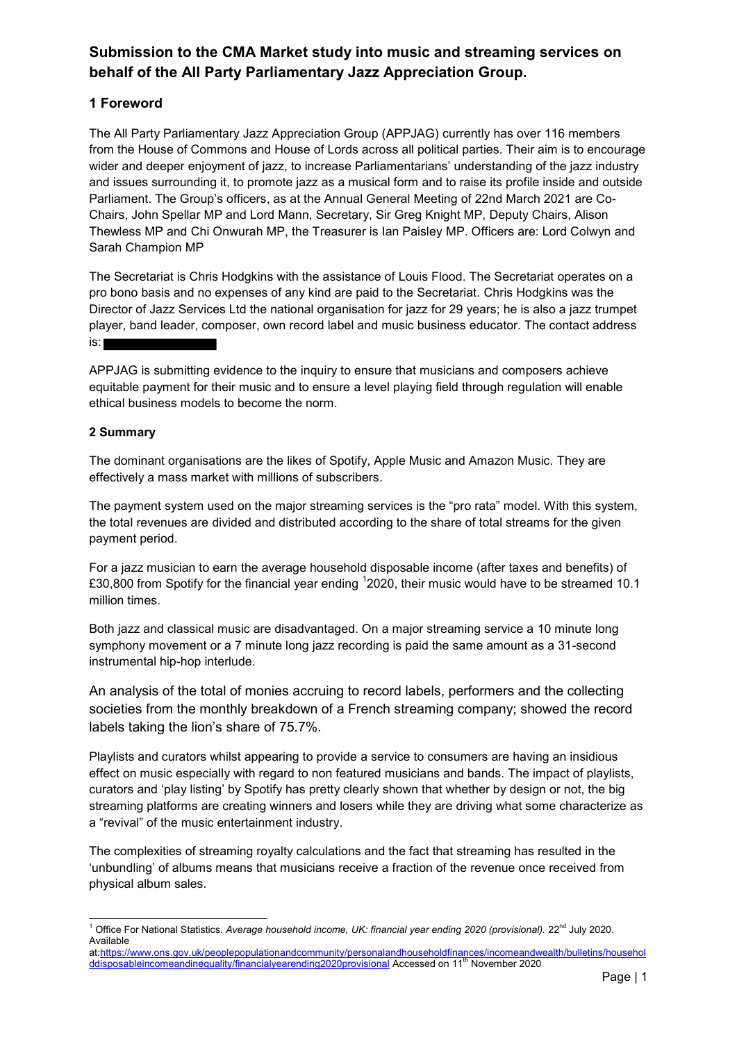## Submission to the CMA Market study into music and streaming services on behalf of the All Party Parliamentary Jazz Appreciation Group.

### 1 Foreword

The All Party Parliamentary Jazz Appreciation Group (APPJAG) currently has over 116 members from the House of Commons and House of Lords across all political parties. Their aim is to encourage wider and deeper enjoyment of jazz, to increase Parliamentarians' understanding of the jazz industry and issues surrounding it, to promote jazz as a musical form and to raise its profile inside and outside Parliament. The Group's officers, as at the Annual General Meeting of 22nd March 2021 are Co-Chairs, John Spellar MP and Lord Mann, Secretary, Sir Greg Knight MP, Deputy Chairs, Alison Thewless MP and Chi Onwurah MP, the Treasurer is Ian Paisley MP. Officers are: Lord Colwyn and Sarah Champion MP

The Secretariat is Chris Hodgkins with the assistance of Louis Flood. The Secretariat operates on a pro bono basis and no expenses of any kind are paid to the Secretariat. Chris Hodgkins was the Director of Jazz Services Ltd the national organisation for jazz for 29 years; he is also a jazz trumpet player, band leader, composer, own record label and music business educator. The contact address is:

APPJAG is submitting evidence to the inquiry to ensure that musicians and composers achieve equitable payment for their music and to ensure a level playing field through regulation will enable ethical business models to become the norm.

### 2 Summary

The dominant organisations are the likes of Spotify, Apple Music and Amazon Music. They are effectively a mass market with millions of subscribers.

The payment system used on the major streaming services is the "pro rata" model. With this system, the total revenues are divided and distributed according to the share of total streams for the given payment period.

For a jazz musician to earn the average household disposable income (after taxes and benefits) of £30,800 from Spotify for the financial year ending [1]2020, their music would have to be streamed 10.1 million times.

Both jazz and classical music are disadvantaged. On a major streaming service a 10 minute long symphony movement or a 7 minute long jazz recording is paid the same amount as a 31-second instrumental hip-hop interlude.

An analysis of the total of monies accruing to record labels, performers and the collecting societies from the monthly breakdown of a French streaming company; showed the record labels taking the lion's share of 75.7%.

Playlists and curators whilst appearing to provide a service to consumers are having an insidious effect on music especially with regard to non featured musicians and bands. The impact of playlists, curators and 'play listing' by Spotify has pretty clearly shown that whether by design or not, the big streaming platforms are creating winners and losers while they are driving what some characterize as a "revival" of the music entertainment industry.

The complexities of streaming royalty calculations and the fact that streaming has resulted in the 'unbundling' of albums means that musicians receive a fraction of the revenue once received from physical album sales.

---

[1] Office For National Statistics. *Average household income, UK: financial year ending 2020 (provisional).* 22nd July 2020. Available at:https://www.ons.gov.uk/peoplepopulationandcommunity/personalandhouseholdfinances/incomeandwealth/bulletins/householddisposableincomeandinequality/financialyearending2020provisional Accessed on 11th November 2020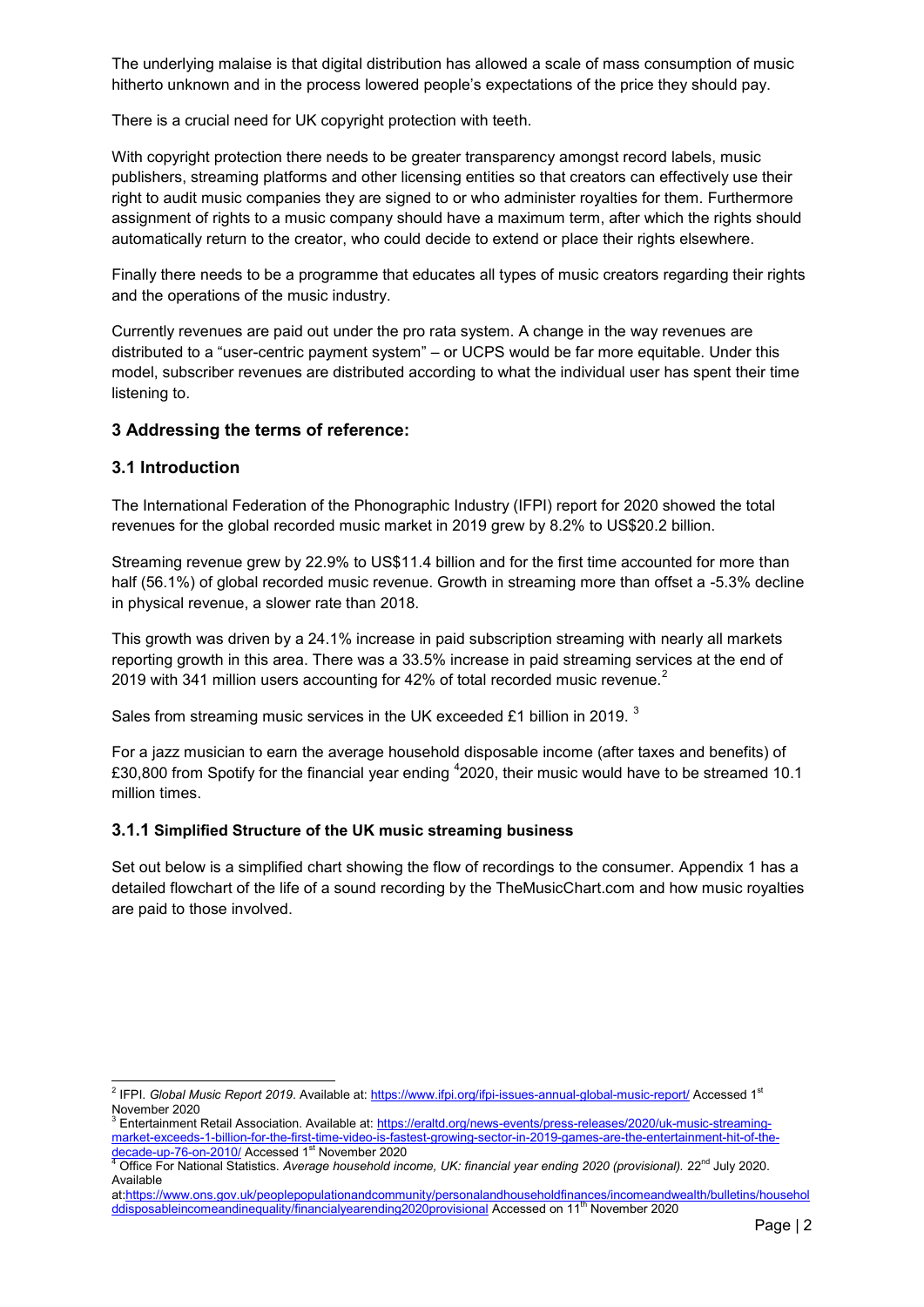The underlying malaise is that digital distribution has allowed a scale of mass consumption of music hitherto unknown and in the process lowered people's expectations of the price they should pay.

There is a crucial need for UK copyright protection with teeth.

With copyright protection there needs to be greater transparency amongst record labels, music publishers, streaming platforms and other licensing entities so that creators can effectively use their right to audit music companies they are signed to or who administer royalties for them. Furthermore assignment of rights to a music company should have a maximum term, after which the rights should automatically return to the creator, who could decide to extend or place their rights elsewhere.

Finally there needs to be a programme that educates all types of music creators regarding their rights and the operations of the music industry.

Currently revenues are paid out under the pro rata system. A change in the way revenues are distributed to a "user-centric payment system" – or UCPS would be far more equitable. Under this model, subscriber revenues are distributed according to what the individual user has spent their time listening to.

## 3 Addressing the terms of reference:

## 3.1 Introduction

The International Federation of the Phonographic Industry (IFPI) report for 2020 showed the total revenues for the global recorded music market in 2019 grew by 8.2% to US$20.2 billion.

Streaming revenue grew by 22.9% to US$11.4 billion and for the first time accounted for more than half (56.1%) of global recorded music revenue. Growth in streaming more than offset a -5.3% decline in physical revenue, a slower rate than 2018.

This growth was driven by a 24.1% increase in paid subscription streaming with nearly all markets reporting growth in this area. There was a 33.5% increase in paid streaming services at the end of 2019 with 341 million users accounting for 42% of total recorded music revenue.[2]

Sales from streaming music services in the UK exceeded £1 billion in 2019. [3]

For a jazz musician to earn the average household disposable income (after taxes and benefits) of £30,800 from Spotify for the financial year ending [4]2020, their music would have to be streamed 10.1 million times.

### 3.1.1 Simplified Structure of the UK music streaming business

Set out below is a simplified chart showing the flow of recordings to the consumer. Appendix 1 has a detailed flowchart of the life of a sound recording by the TheMusicChart.com and how music royalties are paid to those involved.

---

[2] IFPI. *Global Music Report 2019*. Available at: https://www.ifpi.org/ifpi-issues-annual-global-music-report/ Accessed 1st November 2020

[3] Entertainment Retail Association. Available at: https://eraltd.org/news-events/press-releases/2020/uk-music-streaming-market-exceeds-1-billion-for-the-first-time-video-is-fastest-growing-sector-in-2019-games-are-the-entertainment-hit-of-the-decade-up-76-on-2010/ Accessed 1st November 2020

[4] Office For National Statistics. *Average household income, UK: financial year ending 2020 (provisional).* 22nd July 2020. Available at:https://www.ons.gov.uk/peoplepopulationandcommunity/personalandhouseholdfinances/incomeandwealth/bulletins/householddisposableincomeandinequality/financialyearending2020provisional Accessed on 11th November 2020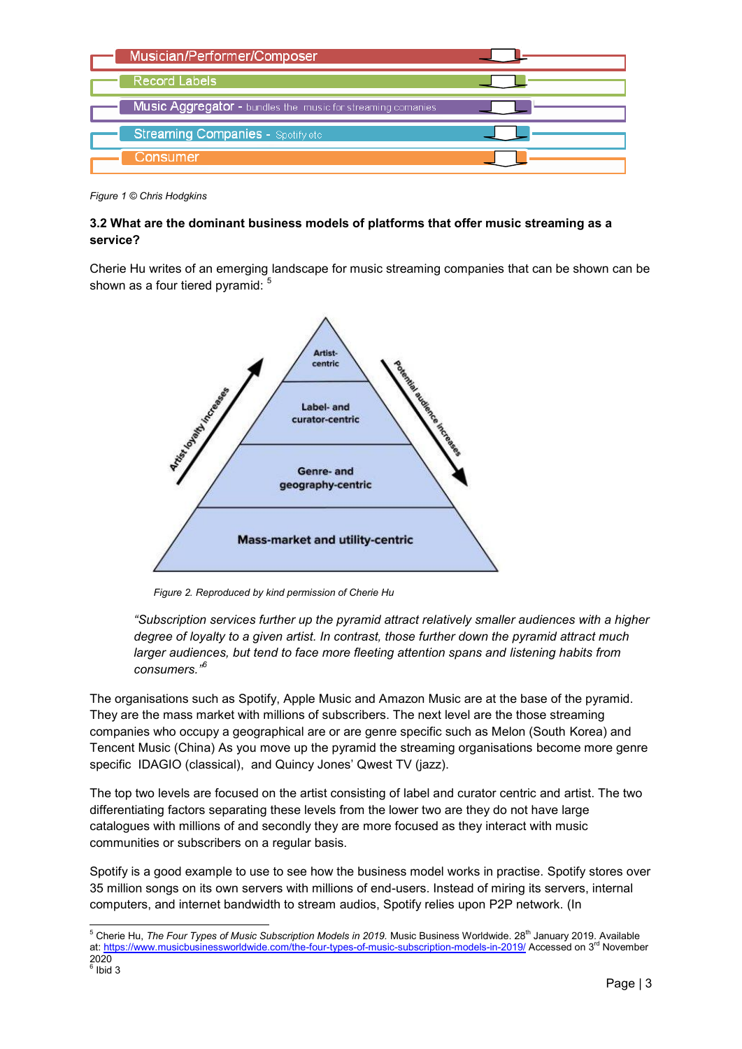Musician/Performer/Composer

Record Labels

Music Aggregator - bundles the music for streaming comanies

Streaming Companies - Spotify etc

Consumer

*Figure 1 © Chris Hodgkins*

**3.2 What are the dominant business models of platforms that offer music streaming as a service?**

Cherie Hu writes of an emerging landscape for music streaming companies that can be shown can be shown as a four tiered pyramid: [5]

Artist-centric

Label- and curator-centric

Genre- and geography-centric

Mass-market and utility-centric

Artist loyalty increases

Potential audience increases

*Figure 2. Reproduced by kind permission of Cherie Hu*

> *"Subscription services further up the pyramid attract relatively smaller audiences with a higher degree of loyalty to a given artist. In contrast, those further down the pyramid attract much larger audiences, but tend to face more fleeting attention spans and listening habits from consumers."[6]*

The organisations such as Spotify, Apple Music and Amazon Music are at the base of the pyramid. They are the mass market with millions of subscribers. The next level are the those streaming companies who occupy a geographical are or are genre specific such as Melon (South Korea) and Tencent Music (China) As you move up the pyramid the streaming organisations become more genre specific IDAGIO (classical), and Quincy Jones' Qwest TV (jazz).

The top two levels are focused on the artist consisting of label and curator centric and artist. The two differentiating factors separating these levels from the lower two are they do not have large catalogues with millions of and secondly they are more focused as they interact with music communities or subscribers on a regular basis.

Spotify is a good example to use to see how the business model works in practise. Spotify stores over 35 million songs on its own servers with millions of end-users. Instead of miring its servers, internal computers, and internet bandwidth to stream audios, Spotify relies upon P2P network. (In

---

[5] Cherie Hu, *The Four Types of Music Subscription Models in 2019.* Music Business Worldwide. 28th January 2019. Available at: https://www.musicbusinessworldwide.com/the-four-types-of-music-subscription-models-in-2019/ Accessed on 3rd November 2020

[6] Ibid 3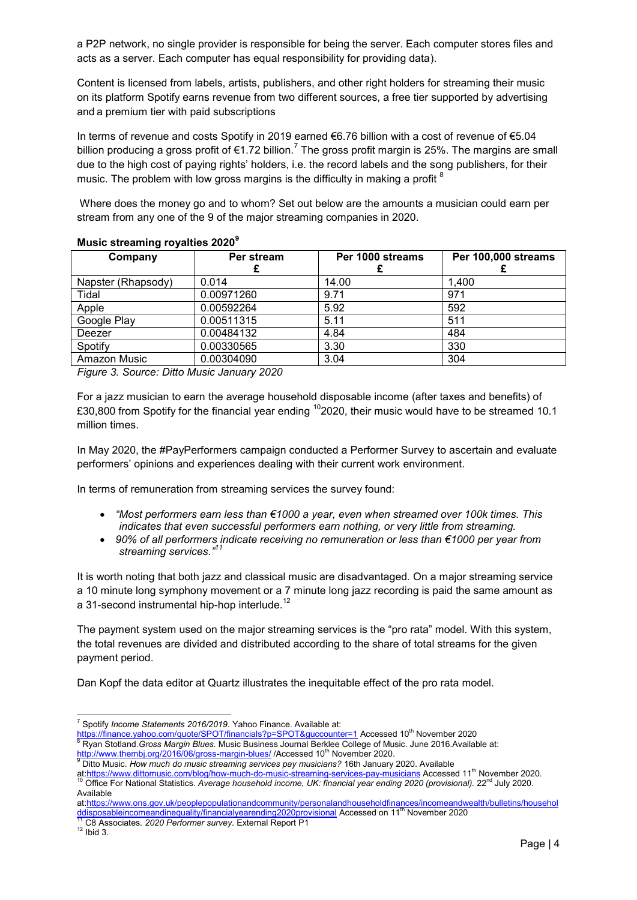a P2P network, no single provider is responsible for being the server. Each computer stores files and acts as a server. Each computer has equal responsibility for providing data).

Content is licensed from labels, artists, publishers, and other right holders for streaming their music on its platform Spotify earns revenue from two different sources, a free tier supported by advertising and a premium tier with paid subscriptions

In terms of revenue and costs Spotify in 2019 earned €6.76 billion with a cost of revenue of €5.04 billion producing a gross profit of €1.72 billion.[7] The gross profit margin is 25%. The margins are small due to the high cost of paying rights' holders, i.e. the record labels and the song publishers, for their music. The problem with low gross margins is the difficulty in making a profit [8]

Where does the money go and to whom? Set out below are the amounts a musician could earn per stream from any one of the 9 of the major streaming companies in 2020.

**Music streaming royalties 2020[9]**

| Company | Per stream £ | Per 1000 streams £ | Per 100,000 streams £ |
|---|---|---|---|
| Napster (Rhapsody) | 0.014 | 14.00 | 1,400 |
| Tidal | 0.00971260 | 9.71 | 971 |
| Apple | 0.00592264 | 5.92 | 592 |
| Google Play | 0.00511315 | 5.11 | 511 |
| Deezer | 0.00484132 | 4.84 | 484 |
| Spotify | 0.00330565 | 3.30 | 330 |
| Amazon Music | 0.00304090 | 3.04 | 304 |

*Figure 3. Source: Ditto Music January 2020*

For a jazz musician to earn the average household disposable income (after taxes and benefits) of £30,800 from Spotify for the financial year ending [10]2020, their music would have to be streamed 10.1 million times.

In May 2020, the #PayPerformers campaign conducted a Performer Survey to ascertain and evaluate performers' opinions and experiences dealing with their current work environment.

In terms of remuneration from streaming services the survey found:

- *"Most performers earn less than €1000 a year, even when streamed over 100k times. This indicates that even successful performers earn nothing, or very little from streaming.*
- *90% of all performers indicate receiving no remuneration or less than €1000 per year from streaming services."[11]*

It is worth noting that both jazz and classical music are disadvantaged. On a major streaming service a 10 minute long symphony movement or a 7 minute long jazz recording is paid the same amount as a 31-second instrumental hip-hop interlude.[12]

The payment system used on the major streaming services is the "pro rata" model. With this system, the total revenues are divided and distributed according to the share of total streams for the given payment period.

Dan Kopf the data editor at Quartz illustrates the inequitable effect of the pro rata model.

---

[7] Spotify *Income Statements 2016/2019.* Yahoo Finance. Available at: https://finance.yahoo.com/quote/SPOT/financials?p=SPOT&guccounter=1 Accessed 10th November 2020

[8] Ryan Stotland.*Gross Margin Blues.* Music Business Journal Berklee College of Music. June 2016.Available at: http://www.thembj.org/2016/06/gross-margin-blues/ /Accessed 10th November 2020.

[9] Ditto Music. *How much do music streaming services pay musicians?* 16th January 2020. Available at:https://www.dittomusic.com/blog/how-much-do-music-streaming-services-pay-musicians Accessed 11th November 2020.

[10] Office For National Statistics. *Average household income, UK: financial year ending 2020 (provisional).* 22nd July 2020. Available at:https://www.ons.gov.uk/peoplepopulationandcommunity/personalandhouseholdfinances/incomeandwealth/bulletins/householddisposableincomeandinequality/financialyearending2020provisional Accessed on 11th November 2020

[11] C8 Associates. *2020 Performer survey.* External Report P1

[12] Ibid 3.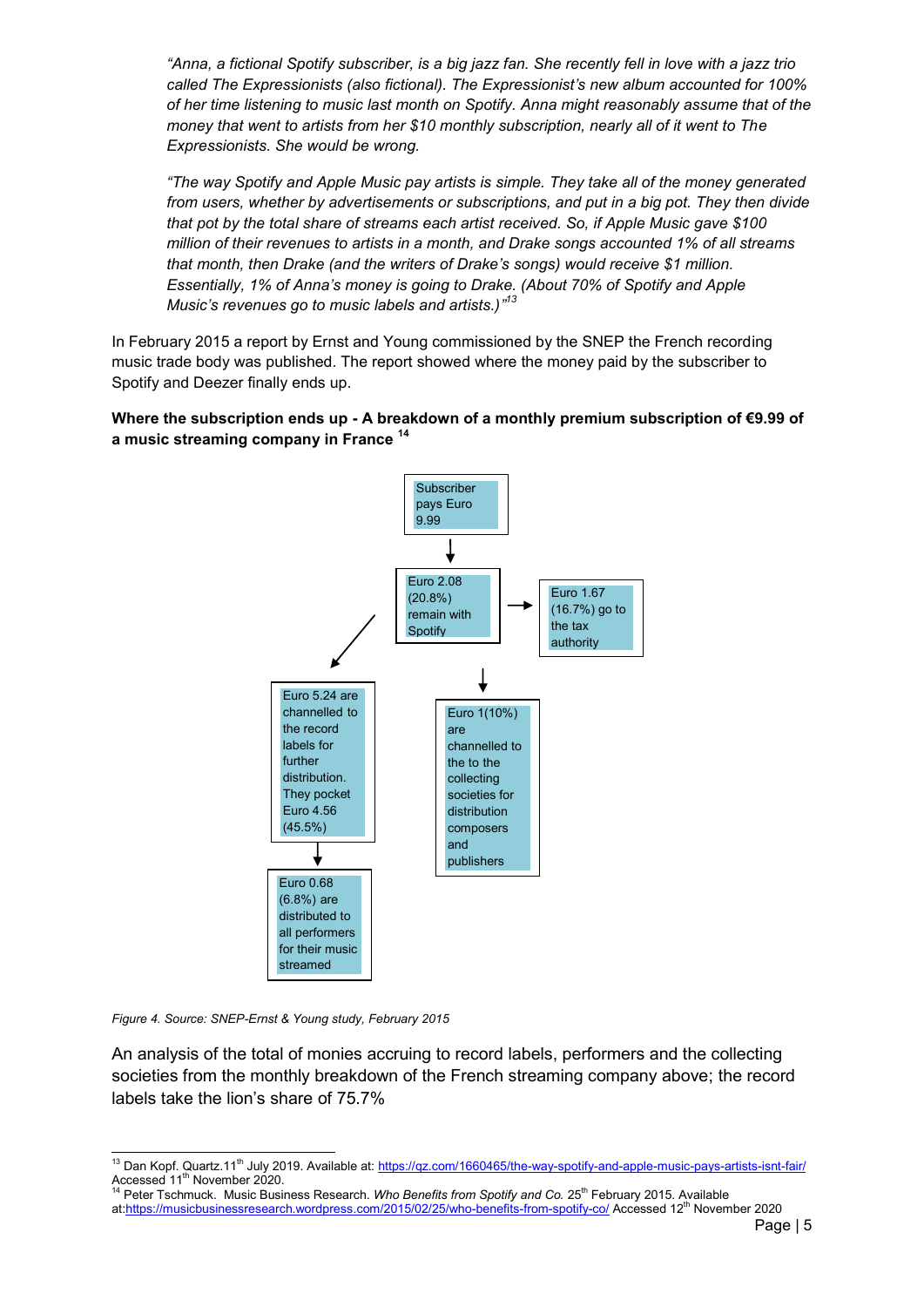> *"Anna, a fictional Spotify subscriber, is a big jazz fan. She recently fell in love with a jazz trio called The Expressionists (also fictional). The Expressionist's new album accounted for 100% of her time listening to music last month on Spotify. Anna might reasonably assume that of the money that went to artists from her $10 monthly subscription, nearly all of it went to The Expressionists. She would be wrong.*
>
> *"The way Spotify and Apple Music pay artists is simple. They take all of the money generated from users, whether by advertisements or subscriptions, and put in a big pot. They then divide that pot by the total share of streams each artist received. So, if Apple Music gave $100 million of their revenues to artists in a month, and Drake songs accounted 1% of all streams that month, then Drake (and the writers of Drake's songs) would receive $1 million. Essentially, 1% of Anna's money is going to Drake. (About 70% of Spotify and Apple Music's revenues go to music labels and artists.)"*[13]

In February 2015 a report by Ernst and Young commissioned by the SNEP the French recording music trade body was published. The report showed where the money paid by the subscriber to Spotify and Deezer finally ends up.

**Where the subscription ends up - A breakdown of a monthly premium subscription of €9.99 of a music streaming company in France** [14]

Subscriber pays Euro 9.99

Euro 2.08 (20.8%) remain with Spotify

Euro 1.67 (16.7%) go to the tax authority

Euro 5.24 are channelled to the record labels for further distribution. They pocket Euro 4.56 (45.5%)

Euro 1(10%) are channelled to the to the collecting societies for distribution composers and publishers

Euro 0.68 (6.8%) are distributed to all performers for their music streamed

*Figure 4. Source: SNEP-Ernst & Young study, February 2015*

An analysis of the total of monies accruing to record labels, performers and the collecting societies from the monthly breakdown of the French streaming company above; the record labels take the lion's share of 75.7%

---

[13] Dan Kopf. Quartz.11th July 2019. Available at: https://qz.com/1660465/the-way-spotify-and-apple-music-pays-artists-isnt-fair/ Accessed 11th November 2020.

[14] Peter Tschmuck. Music Business Research. *Who Benefits from Spotify and Co.* 25th February 2015. Available at:https://musicbusinessresearch.wordpress.com/2015/02/25/who-benefits-from-spotify-co/ Accessed 12th November 2020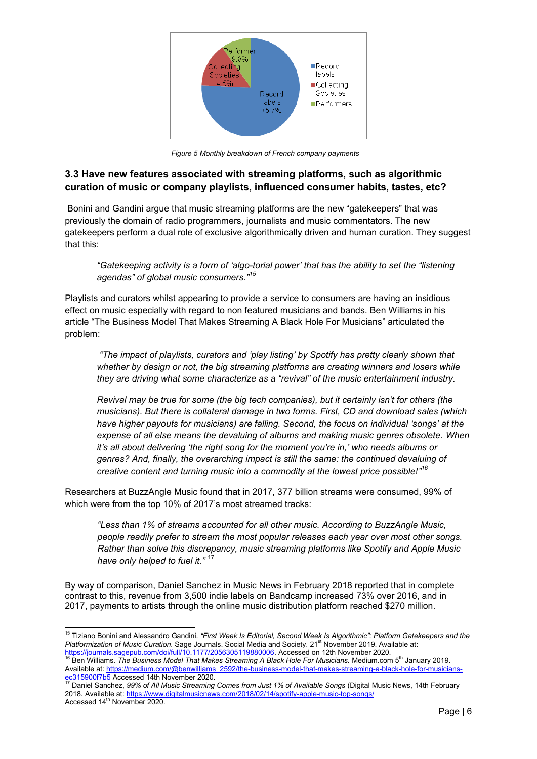Figure 5 Monthly breakdown of French company payments

### 3.3 Have new features associated with streaming platforms, such as algorithmic curation of music or company playlists, influenced consumer habits, tastes, etc?

Bonini and Gandini argue that music streaming platforms are the new "gatekeepers" that was previously the domain of radio programmers, journalists and music commentators. The new gatekeepers perform a dual role of exclusive algorithmically driven and human curation. They suggest that this:

> *"Gatekeeping activity is a form of 'algo-torial power' that has the ability to set the "listening agendas" of global music consumers."*[15]

Playlists and curators whilst appearing to provide a service to consumers are having an insidious effect on music especially with regard to non featured musicians and bands. Ben Williams in his article "The Business Model That Makes Streaming A Black Hole For Musicians" articulated the problem:

> *"The impact of playlists, curators and 'play listing' by Spotify has pretty clearly shown that whether by design or not, the big streaming platforms are creating winners and losers while they are driving what some characterize as a "revival" of the music entertainment industry.*
>
> *Revival may be true for some (the big tech companies), but it certainly isn't for others (the musicians). But there is collateral damage in two forms. First, CD and download sales (which have higher payouts for musicians) are falling. Second, the focus on individual 'songs' at the expense of all else means the devaluing of albums and making music genres obsolete. When it's all about delivering 'the right song for the moment you're in,' who needs albums or genres? And, finally, the overarching impact is still the same: the continued devaluing of creative content and turning music into a commodity at the lowest price possible!"*[16]

Researchers at BuzzAngle Music found that in 2017, 377 billion streams were consumed, 99% of which were from the top 10% of 2017's most streamed tracks:

> *"Less than 1% of streams accounted for all other music. According to BuzzAngle Music, people readily prefer to stream the most popular releases each year over most other songs. Rather than solve this discrepancy, music streaming platforms like Spotify and Apple Music have only helped to fuel it."* [17]

By way of comparison, Daniel Sanchez in Music News in February 2018 reported that in complete contrast to this, revenue from 3,500 indie labels on Bandcamp increased 73% over 2016, and in 2017, payments to artists through the online music distribution platform reached $270 million.

---

[15] Tiziano Bonini and Alessandro Gandini. *"First Week Is Editorial, Second Week Is Algorithmic": Platform Gatekeepers and the Platformization of Music Curation.* Sage Journals. Social Media and Society. 21st November 2019. Available at: https://journals.sagepub.com/doi/full/10.1177/2056305119880006. Accessed on 12th November 2020.

[16] Ben Williams. *The Business Model That Makes Streaming A Black Hole For Musicians.* Medium.com 5th January 2019. Available at: https://medium.com/@benwilliams_2592/the-business-model-that-makes-streaming-a-black-hole-for-musicians-ec315900f7b5 Accessed 14th November 2020.

[17] Daniel Sanchez, *99% of All Music Streaming Comes from Just 1% of Available Songs* (Digital Music News, 14th February 2018. Available at: https://www.digitalmusicnews.com/2018/02/14/spotify-apple-music-top-songs/ Accessed 14th November 2020.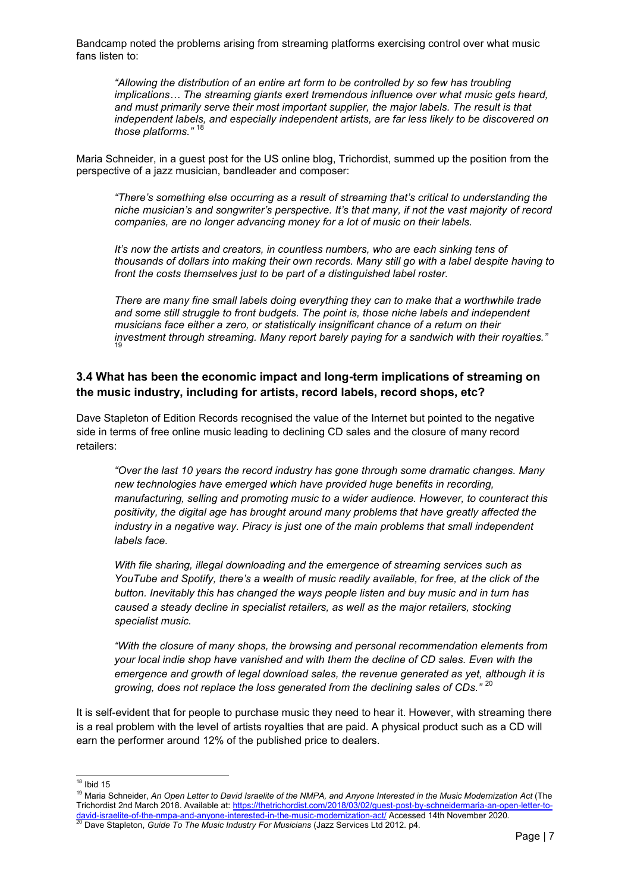Bandcamp noted the problems arising from streaming platforms exercising control over what music fans listen to:

> *"Allowing the distribution of an entire art form to be controlled by so few has troubling implications… The streaming giants exert tremendous influence over what music gets heard, and must primarily serve their most important supplier, the major labels. The result is that independent labels, and especially independent artists, are far less likely to be discovered on those platforms."* [18]

Maria Schneider, in a guest post for the US online blog, Trichordist, summed up the position from the perspective of a jazz musician, bandleader and composer:

> *"There's something else occurring as a result of streaming that's critical to understanding the niche musician's and songwriter's perspective. It's that many, if not the vast majority of record companies, are no longer advancing money for a lot of music on their labels.*
>
> *It's now the artists and creators, in countless numbers, who are each sinking tens of thousands of dollars into making their own records. Many still go with a label despite having to front the costs themselves just to be part of a distinguished label roster.*
>
> *There are many fine small labels doing everything they can to make that a worthwhile trade and some still struggle to front budgets. The point is, those niche labels and independent musicians face either a zero, or statistically insignificant chance of a return on their investment through streaming. Many report barely paying for a sandwich with their royalties."* [19]

### 3.4 What has been the economic impact and long-term implications of streaming on the music industry, including for artists, record labels, record shops, etc?

Dave Stapleton of Edition Records recognised the value of the Internet but pointed to the negative side in terms of free online music leading to declining CD sales and the closure of many record retailers:

> *"Over the last 10 years the record industry has gone through some dramatic changes. Many new technologies have emerged which have provided huge benefits in recording, manufacturing, selling and promoting music to a wider audience. However, to counteract this positivity, the digital age has brought around many problems that have greatly affected the industry in a negative way. Piracy is just one of the main problems that small independent labels face.*
>
> *With file sharing, illegal downloading and the emergence of streaming services such as YouTube and Spotify, there's a wealth of music readily available, for free, at the click of the button. Inevitably this has changed the ways people listen and buy music and in turn has caused a steady decline in specialist retailers, as well as the major retailers, stocking specialist music.*
>
> *"With the closure of many shops, the browsing and personal recommendation elements from your local indie shop have vanished and with them the decline of CD sales. Even with the emergence and growth of legal download sales, the revenue generated as yet, although it is growing, does not replace the loss generated from the declining sales of CDs."* [20]

It is self-evident that for people to purchase music they need to hear it. However, with streaming there is a real problem with the level of artists royalties that are paid. A physical product such as a CD will earn the performer around 12% of the published price to dealers.

---

[18] Ibid 15

[19] Maria Schneider, *An Open Letter to David Israelite of the NMPA, and Anyone Interested in the Music Modernization Act* (The Trichordist 2nd March 2018. Available at: https://thetrichordist.com/2018/03/02/guest-post-by-schneidermaria-an-open-letter-to-david-israelite-of-the-nmpa-and-anyone-interested-in-the-music-modernization-act/ Accessed 14th November 2020.

[20] Dave Stapleton, *Guide To The Music Industry For Musicians* (Jazz Services Ltd 2012. p4.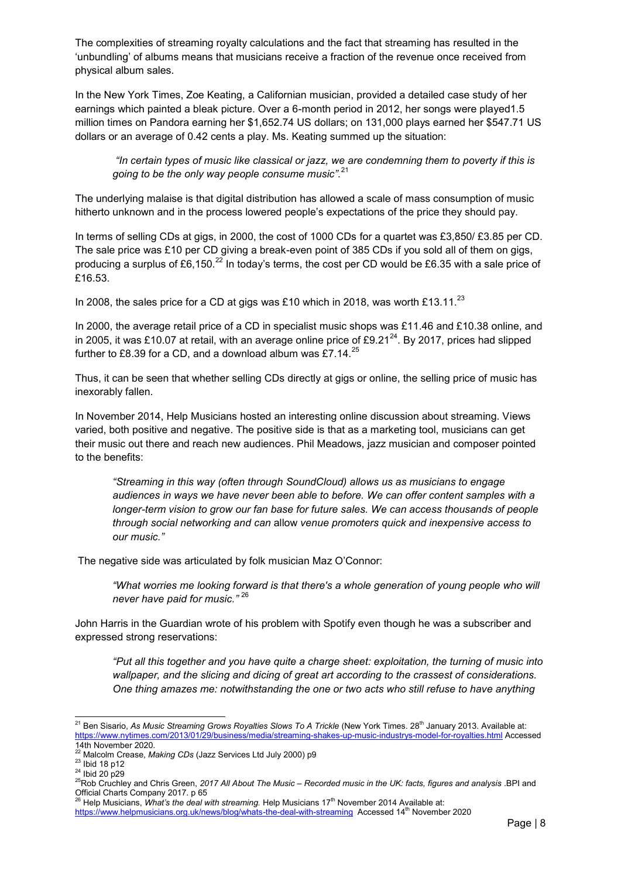The complexities of streaming royalty calculations and the fact that streaming has resulted in the 'unbundling' of albums means that musicians receive a fraction of the revenue once received from physical album sales.

In the New York Times, Zoe Keating, a Californian musician, provided a detailed case study of her earnings which painted a bleak picture. Over a 6-month period in 2012, her songs were played1.5 million times on Pandora earning her $1,652.74 US dollars; on 131,000 plays earned her $547.71 US dollars or an average of 0.42 cents a play. Ms. Keating summed up the situation:

> *"In certain types of music like classical or jazz, we are condemning them to poverty if this is going to be the only way people consume music".*[21]

The underlying malaise is that digital distribution has allowed a scale of mass consumption of music hitherto unknown and in the process lowered people's expectations of the price they should pay.

In terms of selling CDs at gigs, in 2000, the cost of 1000 CDs for a quartet was £3,850/ £3.85 per CD. The sale price was £10 per CD giving a break-even point of 385 CDs if you sold all of them on gigs, producing a surplus of £6,150.[22] In today's terms, the cost per CD would be £6.35 with a sale price of £16.53.

In 2008, the sales price for a CD at gigs was £10 which in 2018, was worth £13.11.[23]

In 2000, the average retail price of a CD in specialist music shops was £11.46 and £10.38 online, and in 2005, it was £10.07 at retail, with an average online price of £9.21[24]. By 2017, prices had slipped further to £8.39 for a CD, and a download album was £7.14.[25]

Thus, it can be seen that whether selling CDs directly at gigs or online, the selling price of music has inexorably fallen.

In November 2014, Help Musicians hosted an interesting online discussion about streaming. Views varied, both positive and negative. The positive side is that as a marketing tool, musicians can get their music out there and reach new audiences. Phil Meadows, jazz musician and composer pointed to the benefits:

> *"Streaming in this way (often through SoundCloud) allows us as musicians to engage audiences in ways we have never been able to before. We can offer content samples with a longer-term vision to grow our fan base for future sales. We can access thousands of people through social networking and can* allow *venue promoters quick and inexpensive access to our music."*

The negative side was articulated by folk musician Maz O'Connor:

> *"What worries me looking forward is that there's a whole generation of young people who will never have paid for music."* [26]

John Harris in the Guardian wrote of his problem with Spotify even though he was a subscriber and expressed strong reservations:

> *"Put all this together and you have quite a charge sheet: exploitation, the turning of music into wallpaper, and the slicing and dicing of great art according to the crassest of considerations. One thing amazes me: notwithstanding the one or two acts who still refuse to have anything*

---

[21] Ben Sisario, *As Music Streaming Grows Royalties Slows To A Trickle* (New York Times. 28th January 2013. Available at: https://www.nytimes.com/2013/01/29/business/media/streaming-shakes-up-music-industrys-model-for-royalties.html Accessed 14th November 2020.

[22] Malcolm Crease, *Making CDs* (Jazz Services Ltd July 2000) p9

[23] Ibid 18 p12

[24] Ibid 20 p29

[25] Rob Cruchley and Chris Green, *2017 All About The Music – Recorded music in the UK: facts, figures and analysis* .BPI and Official Charts Company 2017. p 65

[26] Help Musicians, *What's the deal with streaming.* Help Musicians 17th November 2014 Available at: https://www.helpmusicians.org.uk/news/blog/whats-the-deal-with-streaming Accessed 14th November 2020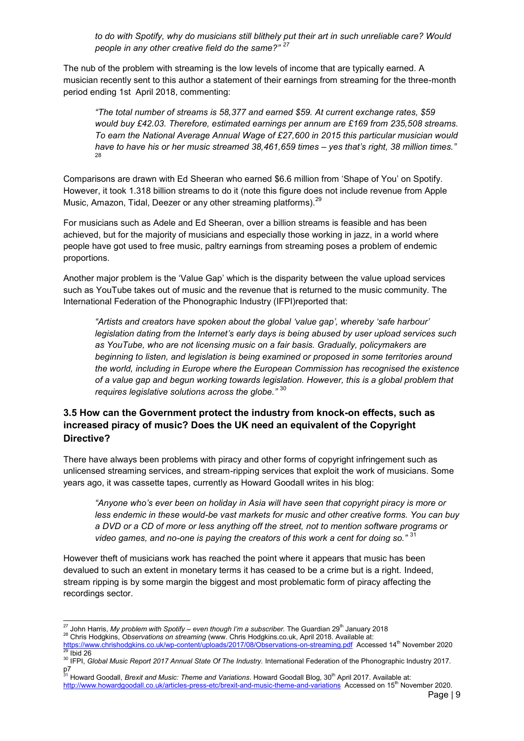*to do with Spotify, why do musicians still blithely put their art in such unreliable care? Would people in any other creative field do the same?"* [27]

The nub of the problem with streaming is the low levels of income that are typically earned. A musician recently sent to this author a statement of their earnings from streaming for the three-month period ending 1st April 2018, commenting:

> *"The total number of streams is 58,377 and earned $59. At current exchange rates, $59 would buy £42.03. Therefore, estimated earnings per annum are £169 from 235,508 streams. To earn the National Average Annual Wage of £27,600 in 2015 this particular musician would have to have his or her music streamed 38,461,659 times – yes that's right, 38 million times."* [28]

Comparisons are drawn with Ed Sheeran who earned $6.6 million from 'Shape of You' on Spotify. However, it took 1.318 billion streams to do it (note this figure does not include revenue from Apple Music, Amazon, Tidal, Deezer or any other streaming platforms).[29]

For musicians such as Adele and Ed Sheeran, over a billion streams is feasible and has been achieved, but for the majority of musicians and especially those working in jazz, in a world where people have got used to free music, paltry earnings from streaming poses a problem of endemic proportions.

Another major problem is the 'Value Gap' which is the disparity between the value upload services such as YouTube takes out of music and the revenue that is returned to the music community. The International Federation of the Phonographic Industry (IFPI)reported that:

> *"Artists and creators have spoken about the global 'value gap', whereby 'safe harbour' legislation dating from the Internet's early days is being abused by user upload services such as YouTube, who are not licensing music on a fair basis. Gradually, policymakers are beginning to listen, and legislation is being examined or proposed in some territories around the world, including in Europe where the European Commission has recognised the existence of a value gap and begun working towards legislation. However, this is a global problem that requires legislative solutions across the globe."* [30]

### 3.5 How can the Government protect the industry from knock-on effects, such as increased piracy of music? Does the UK need an equivalent of the Copyright Directive?

There have always been problems with piracy and other forms of copyright infringement such as unlicensed streaming services, and stream-ripping services that exploit the work of musicians. Some years ago, it was cassette tapes, currently as Howard Goodall writes in his blog:

> *"Anyone who's ever been on holiday in Asia will have seen that copyright piracy is more or less endemic in these would-be vast markets for music and other creative forms. You can buy a DVD or a CD of more or less anything off the street, not to mention software programs or video games, and no-one is paying the creators of this work a cent for doing so."* [31]

However theft of musicians work has reached the point where it appears that music has been devalued to such an extent in monetary terms it has ceased to be a crime but is a right. Indeed, stream ripping is by some margin the biggest and most problematic form of piracy affecting the recordings sector.

---

[27] John Harris, *My problem with Spotify – even though I'm a subscriber.* The Guardian 29th January 2018

[28] Chris Hodgkins, *Observations on streaming* (www. Chris Hodgkins.co.uk, April 2018. Available at: https://www.chrishodgkins.co.uk/wp-content/uploads/2017/08/Observations-on-streaming.pdf Accessed 14th November 2020

[29] Ibid 26

[30] IFPI, *Global Music Report 2017 Annual State Of The Industry.* International Federation of the Phonographic Industry 2017. p7

[31] Howard Goodall, *Brexit and Music: Theme and Variations*. Howard Goodall Blog, 30th April 2017. Available at: http://www.howardgoodall.co.uk/articles-press-etc/brexit-and-music-theme-and-variations Accessed on 15th November 2020.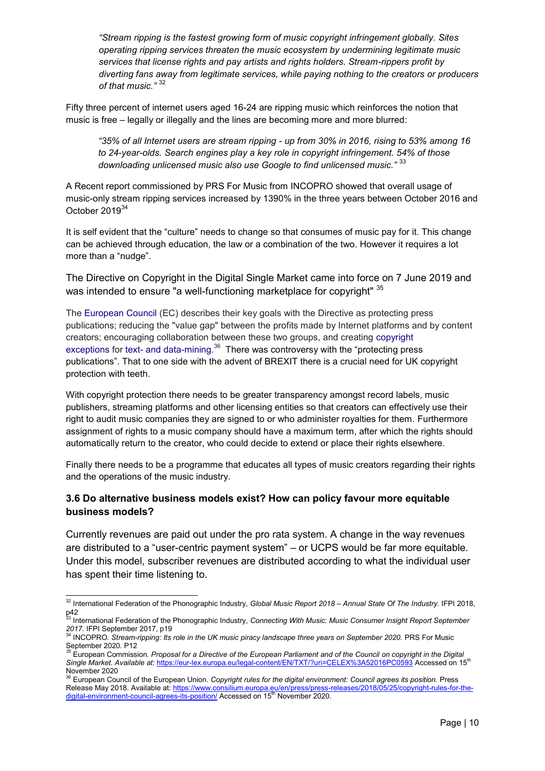> *"Stream ripping is the fastest growing form of music copyright infringement globally. Sites operating ripping services threaten the music ecosystem by undermining legitimate music services that license rights and pay artists and rights holders. Stream-rippers profit by diverting fans away from legitimate services, while paying nothing to the creators or producers of that music."* [32]

Fifty three percent of internet users aged 16-24 are ripping music which reinforces the notion that music is free – legally or illegally and the lines are becoming more and more blurred:

> *"35% of all Internet users are stream ripping - up from 30% in 2016, rising to 53% among 16 to 24-year-olds. Search engines play a key role in copyright infringement. 54% of those downloading unlicensed music also use Google to find unlicensed music."* [33]

A Recent report commissioned by PRS For Music from INCOPRO showed that overall usage of music-only stream ripping services increased by 1390% in the three years between October 2016 and October 2019[34]

It is self evident that the "culture" needs to change so that consumes of music pay for it. This change can be achieved through education, the law or a combination of the two. However it requires a lot more than a "nudge".

The Directive on Copyright in the Digital Single Market came into force on 7 June 2019 and was intended to ensure "a well-functioning marketplace for copyright" [35]

The European Council (EC) describes their key goals with the Directive as protecting press publications; reducing the "value gap" between the profits made by Internet platforms and by content creators; encouraging collaboration between these two groups, and creating copyright exceptions for text- and data-mining.[36] There was controversy with the "protecting press publications". That to one side with the advent of BREXIT there is a crucial need for UK copyright protection with teeth.

With copyright protection there needs to be greater transparency amongst record labels, music publishers, streaming platforms and other licensing entities so that creators can effectively use their right to audit music companies they are signed to or who administer royalties for them. Furthermore assignment of rights to a music company should have a maximum term, after which the rights should automatically return to the creator, who could decide to extend or place their rights elsewhere.

Finally there needs to be a programme that educates all types of music creators regarding their rights and the operations of the music industry.

### 3.6 Do alternative business models exist? How can policy favour more equitable business models?

Currently revenues are paid out under the pro rata system. A change in the way revenues are distributed to a "user-centric payment system" – or UCPS would be far more equitable. Under this model, subscriber revenues are distributed according to what the individual user has spent their time listening to.

---

[32] International Federation of the Phonographic Industry, *Global Music Report 2018 – Annual State Of The Industry.* IFPI 2018, p42

[33] International Federation of the Phonographic Industry, *Connecting With Music: Music Consumer Insight Report September 2017.* IFPI September 2017, p19

[34] INCOPRO. *Stream-ripping: Its role in the UK music piracy landscape three years on September 2020.* PRS For Music September 2020. P12

[35] European Commission. *Proposal for a Directive of the European Parliament and of the Council on copyright in the Digital Single Market. Available at:* https://eur-lex.europa.eu/legal-content/EN/TXT/?uri=CELEX%3A52016PC0593 Accessed on 15th November 2020

[36] European Council of the European Union. *Copyright rules for the digital environment: Council agrees its position.* Press Release May 2018. Available at: https://www.consilium.europa.eu/en/press/press-releases/2018/05/25/copyright-rules-for-the-digital-environment-council-agrees-its-position/ Accessed on 15th November 2020.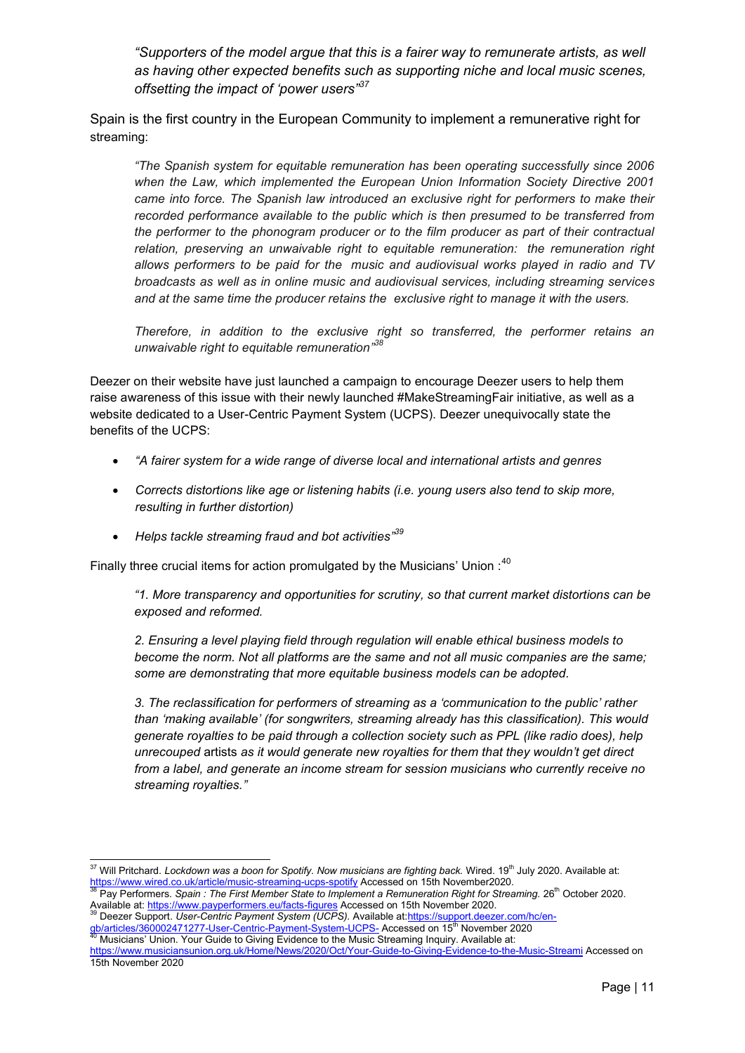> *"Supporters of the model argue that this is a fairer way to remunerate artists, as well as having other expected benefits such as supporting niche and local music scenes, offsetting the impact of 'power users"*[37]

Spain is the first country in the European Community to implement a remunerative right for streaming:

> *"The Spanish system for equitable remuneration has been operating successfully since 2006 when the Law, which implemented the European Union Information Society Directive 2001 came into force. The Spanish law introduced an exclusive right for performers to make their recorded performance available to the public which is then presumed to be transferred from the performer to the phonogram producer or to the film producer as part of their contractual relation, preserving an unwaivable right to equitable remuneration: the remuneration right allows performers to be paid for the music and audiovisual works played in radio and TV broadcasts as well as in online music and audiovisual services, including streaming services and at the same time the producer retains the exclusive right to manage it with the users.*
>
> *Therefore, in addition to the exclusive right so transferred, the performer retains an unwaivable right to equitable remuneration"*[38]

Deezer on their website have just launched a campaign to encourage Deezer users to help them raise awareness of this issue with their newly launched #MakeStreamingFair initiative, as well as a website dedicated to a User-Centric Payment System (UCPS). Deezer unequivocally state the benefits of the UCPS:

- *"A fairer system for a wide range of diverse local and international artists and genres*
- *Corrects distortions like age or listening habits (i.e. young users also tend to skip more, resulting in further distortion)*
- *Helps tackle streaming fraud and bot activities"*[39]

Finally three crucial items for action promulgated by the Musicians' Union :[40]

> *"1. More transparency and opportunities for scrutiny, so that current market distortions can be exposed and reformed.*
>
> *2. Ensuring a level playing field through regulation will enable ethical business models to become the norm. Not all platforms are the same and not all music companies are the same; some are demonstrating that more equitable business models can be adopted.*
>
> *3. The reclassification for performers of streaming as a 'communication to the public' rather than 'making available' (for songwriters, streaming already has this classification). This would generate royalties to be paid through a collection society such as PPL (like radio does), help unrecouped* artists *as it would generate new royalties for them that they wouldn't get direct from a label, and generate an income stream for session musicians who currently receive no streaming royalties."*

---

[37] Will Pritchard. *Lockdown was a boon for Spotify. Now musicians are fighting back.* Wired. 19th July 2020. Available at: https://www.wired.co.uk/article/music-streaming-ucps-spotify Accessed on 15th November2020.

[38] Pay Performers. *Spain : The First Member State to Implement a Remuneration Right for Streaming.* 26th October 2020. Available at: https://www.payperformers.eu/facts-figures Accessed on 15th November 2020.

[39] Deezer Support. *User-Centric Payment System (UCPS).* Available at: https://support.deezer.com/hc/en-gb/articles/360002471277-User-Centric-Payment-System-UCPS- Accessed on 15th November 2020

[40] Musicians' Union. Your Guide to Giving Evidence to the Music Streaming Inquiry. Available at: https://www.musiciansunion.org.uk/Home/News/2020/Oct/Your-Guide-to-Giving-Evidence-to-the-Music-Streami Accessed on 15th November 2020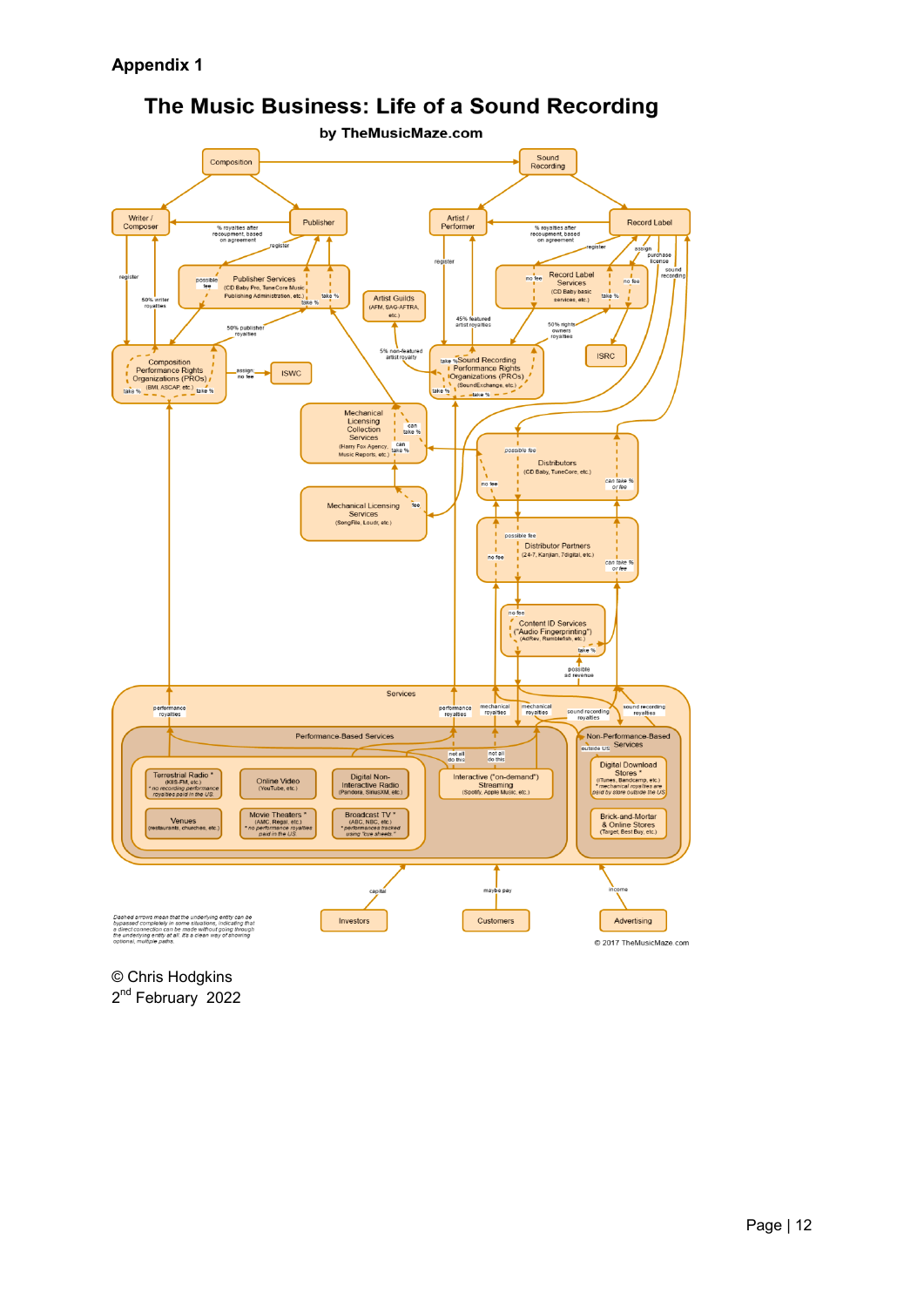## Appendix 1

# The Music Business: Life of a Sound Recording

by TheMusicMaze.com

Composition

Sound Recording

Writer / Composer

Publisher

% royalties after recoupment, based on agreement

Artist / Performer

Record Label

% royalties after recoupment, based on agreement

register

register

register

register

Publisher Services (CD Baby Pro, TuneCore Music Publishing Administration, etc.)

possible fee

take %

take %

Artist Guilds (AFM, SAG-AFTRA, etc.)

Record Label Services (CD Baby basic services, etc.)

no fee

no fee

take %

assign

purchase license

sound recording

50% writer royalties

50% publisher royalties

45% featured artist royalties

5% non-featured artist royalty

50% rights owners royalties

Composition Performance Rights Organizations (PROs) (BMI, ASCAP, etc.)

take %

take %

assign no fee

ISWC

Sound Recording Performance Rights Organizations (PROs) (SoundExchange, etc.)

take %

take %

take %

ISRC

Mechanical Licensing Collection Services (Harry Fox Agency, Music Reports, etc.)

can take %

can take %

Distributors (CD Baby, TuneCore, etc.)

possible fee

no fee

can take % or fee

Mechanical Licensing Services (SongFile, Loudr, etc.)

fee

Distributor Partners (24-7, Kanjian, 7digital, etc.)

possible fee

no fee

can take % or fee

Content ID Services ("Audio Fingerprinting") (AdRev, Rumblefish, etc.)

no fee

take %

possible ad revenue

Services

performance royalties

performance royalties

mechanical royalties

mechanical royalties

sound recording royalties

sound recording royalties

Performance-Based Services

Non-Performance-Based Services

outside US

not all do this

not all do this

Terrestrial Radio * (KIIS-FM, etc.) * no recording performance royalties paid in the US.

Online Video (YouTube, etc.)

Digital Non-Interactive Radio (Pandora, SiriusXM, etc.)

Interactive ("on-demand") Streaming (Spotify, Apple Music, etc.)

Digital Download Stores * (iTunes, Bandcamp, etc.) * mechanical royalties are paid by store outside the US.

Venues (restaurants, churches, etc.)

Movie Theaters * (AMC, Regal, etc.) * no performance royalties paid in the US.

Broadcast TV * (ABC, NBC, etc.) * performances tracked using "cue sheets."

Brick-and-Mortar & Online Stores (Target, Best Buy, etc.)

capital

maybe pay

income

Investors

Customers

Advertising

Dashed arrows mean that the underlying entity can be bypassed completely in some situations, indicating that a direct connection can be made without going through the underlying entity at all. It's a clean way of showing optional, multiple paths.

© 2017 TheMusicMaze.com

© Chris Hodgkins
2nd February 2022